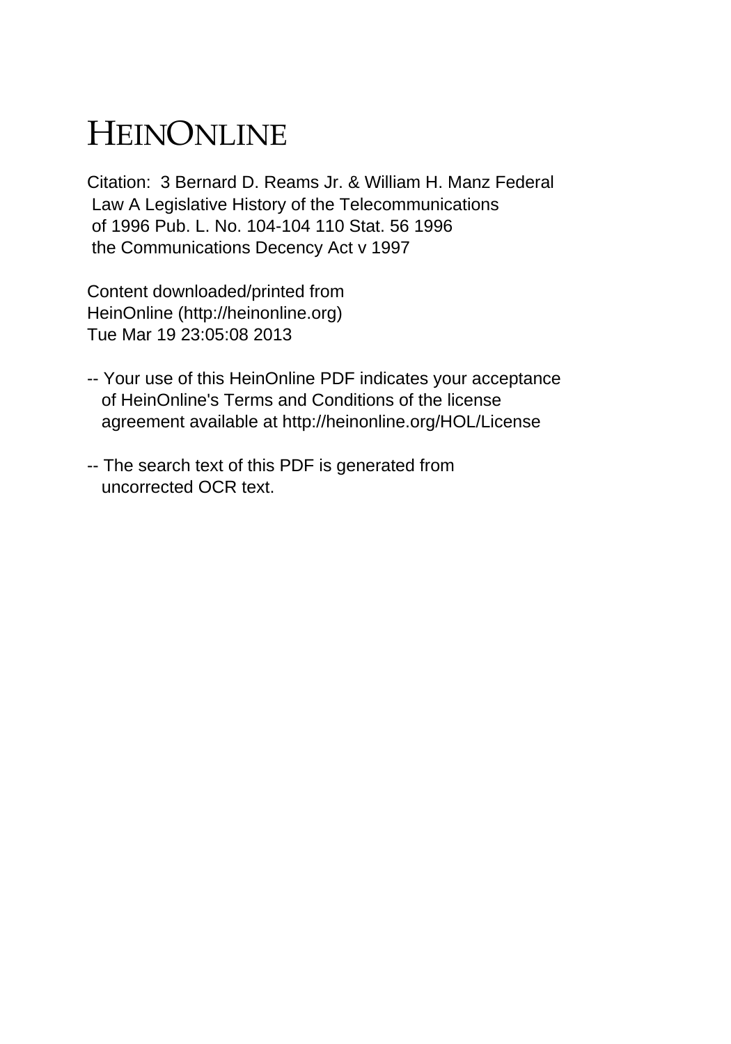# HEINONLINE

Citation: 3 Bernard D. Reams Jr. & William H. Manz Federal Law A Legislative History of the Telecommunications of 1996 Pub. L. No. 104-104 110 Stat. 56 1996 the Communications Decency Act v 1997

Content downloaded/printed from HeinOnline (http://heinonline.org) Tue Mar 19 23:05:08 2013

-- Your use of this HeinOnline PDF indicates your acceptance of HeinOnline's Terms and Conditions of the license agreement available at http://heinonline.org/HOL/License

-- The search text of this PDF is generated from uncorrected OCR text.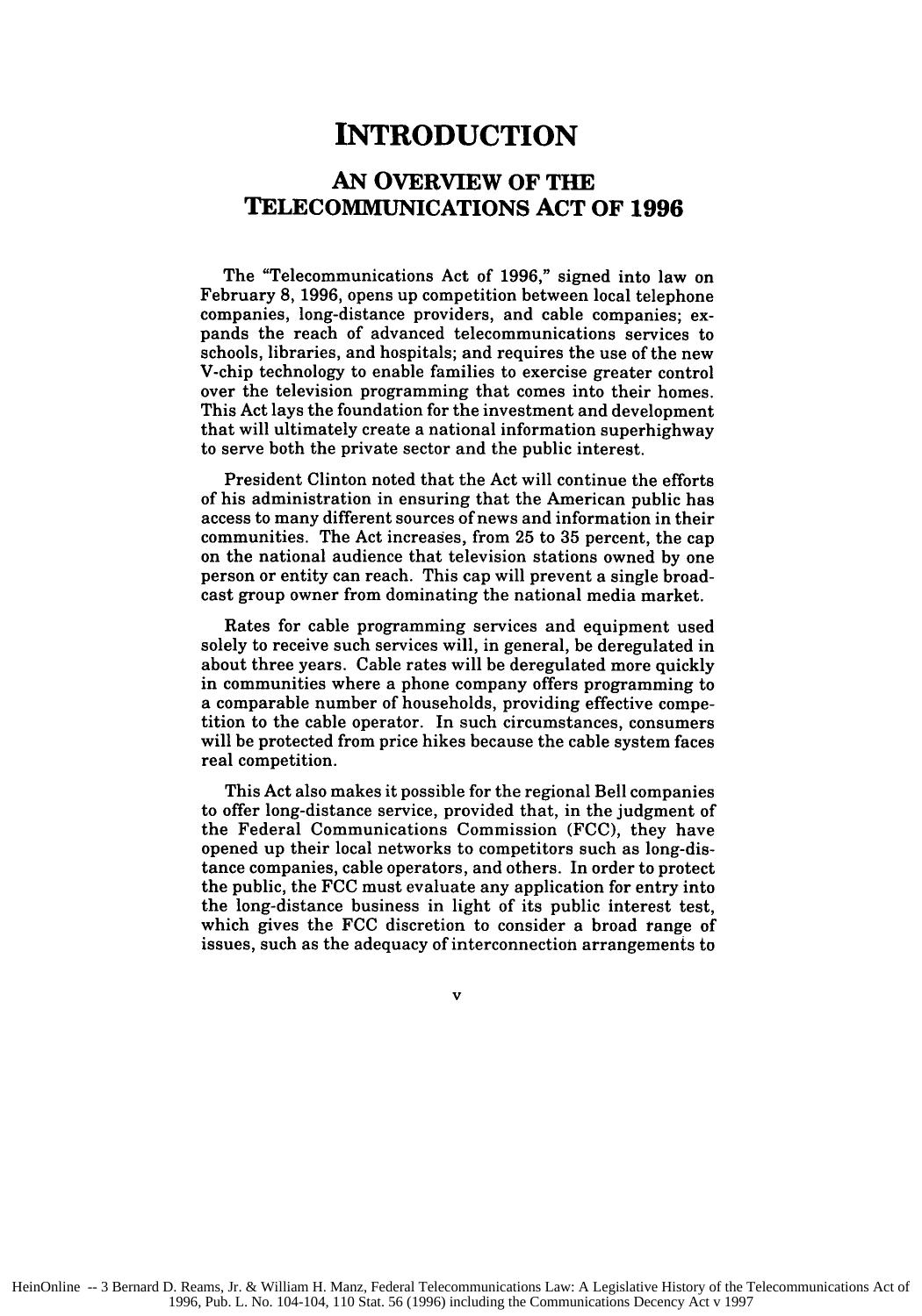# INTRODUCTION

## AN OVERVIEW OF THE TELECOMMUNICATIONS ACT OF 1996

The "Telecommunications Act of 1996," signed into law on February 8, 1996, opens up competition between local telephone companies, long-distance providers, and cable companies; expands the reach of advanced telecommunications services to schools, libraries, and hospitals; and requires the use of the new V-chip technology to enable families to exercise greater control over the television programming that comes into their homes. This Act lays the foundation for the investment and development that will ultimately create a national information superhighway to serve both the private sector and the public interest.

President Clinton noted that the Act will continue the efforts of his administration in ensuring that the American public has access to many different sources of news and information in their communities. The Act increases, from 25 to 35 percent, the cap on the national audience that television stations owned by one person or entity can reach. This cap will prevent a single broadcast group owner from dominating the national media market.

Rates for cable programming services and equipment used solely to receive such services will, in general, be deregulated in about three years. Cable rates will be deregulated more quickly in communities where a phone company offers programming to a comparable number of households, providing effective competition to the cable operator. In such circumstances, consumers will be protected from price hikes because the cable system faces real competition.

This Act also makes it possible for the regional Bell companies to offer long-distance service, provided that, in the judgment of the Federal Communications Commission (FCC), they have opened up their local networks to competitors such as long-distance companies, cable operators, and others. In order to protect the public, the FCC must evaluate any application for entry into the long-distance business in light of its public interest test, which gives the FCC discretion to consider a broad range of issues, such as the adequacy of interconnection arrangements to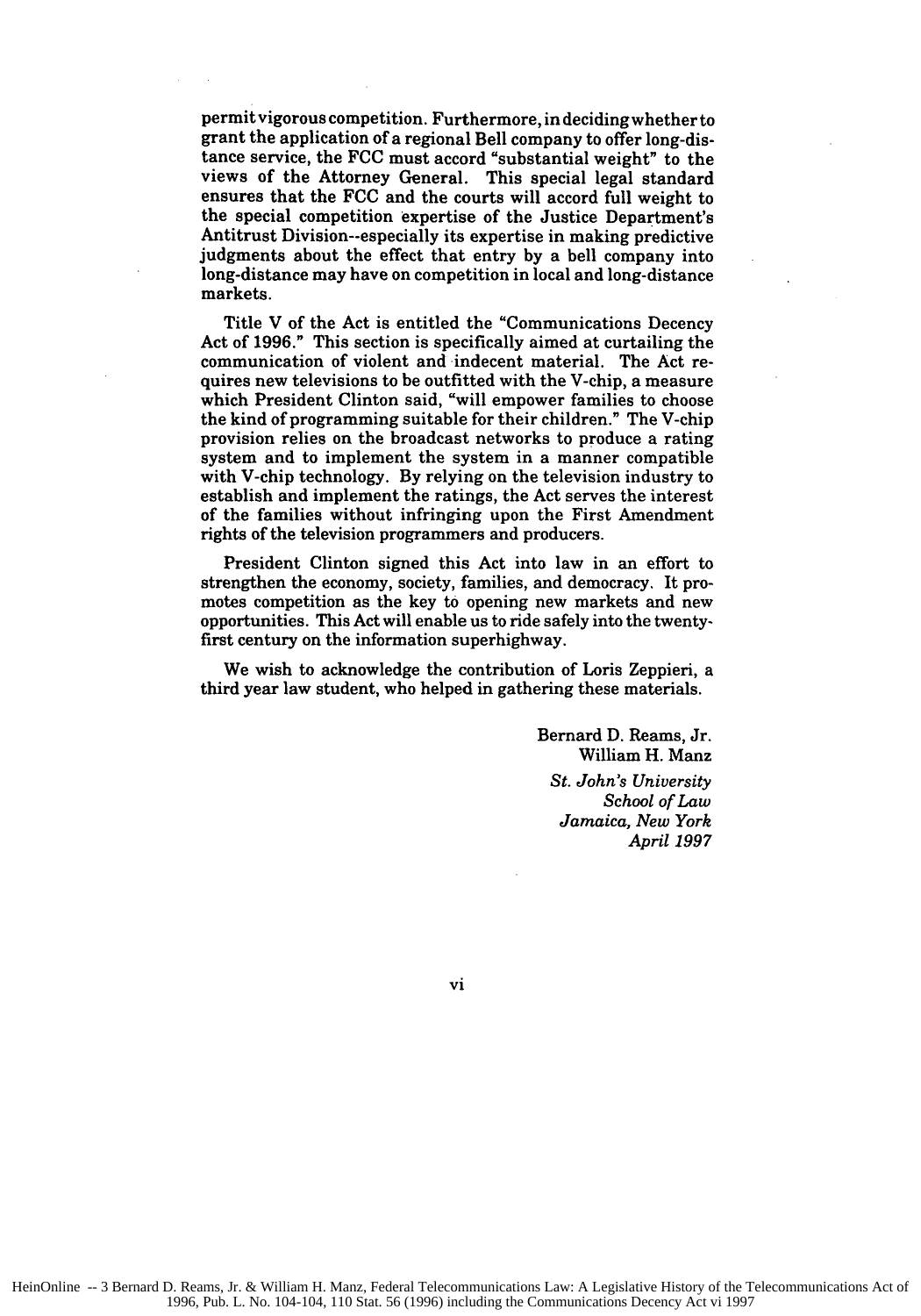permit vigorous competition. Furthermore, in deciding whether to grant the application of a regional Bell company to offer long-distance service, the FCC must accord "substantial weight" to the views of the Attorney General. This special legal standard ensures that the FCC and the courts will accord full weight to the special competition expertise of the Justice Department's Antitrust Division--especially its expertise in making predictive judgments about the effect that entry by a bell company into long-distance may have on competition in local and long-distance markets.

Title V of the Act is entitled the "Communications Decency Act of 1996." This section is specifically aimed at curtailing the communication of violent and indecent material. The Act requires new televisions to be outfitted with the V-chip, a measure which President Clinton said, "will empower families to choose the kind of programming suitable for their children." The V-chip provision relies on the broadcast networks to produce a rating system and to implement the system in a manner compatible with V-chip technology. By relying on the television industry to establish and implement the ratings, the Act serves the interest of the families without infringing upon the First Amendment rights of the television programmers and producers.

President Clinton signed this Act into law in an effort to strengthen the economy, society, families, and democracy. It promotes competition as the key to opening new markets and new opportunities. This Act will enable us to ride safely into the twenty-first century on the information superhighway.

We wish to acknowledge the contribution of Loris Zeppieri, a third year law student, who helped in gathering these materials.

Bernard D. Reams, Jr.
William H. Manz
*St. John's University*
*School of Law*
*Jamaica, New York*
*April 1997*